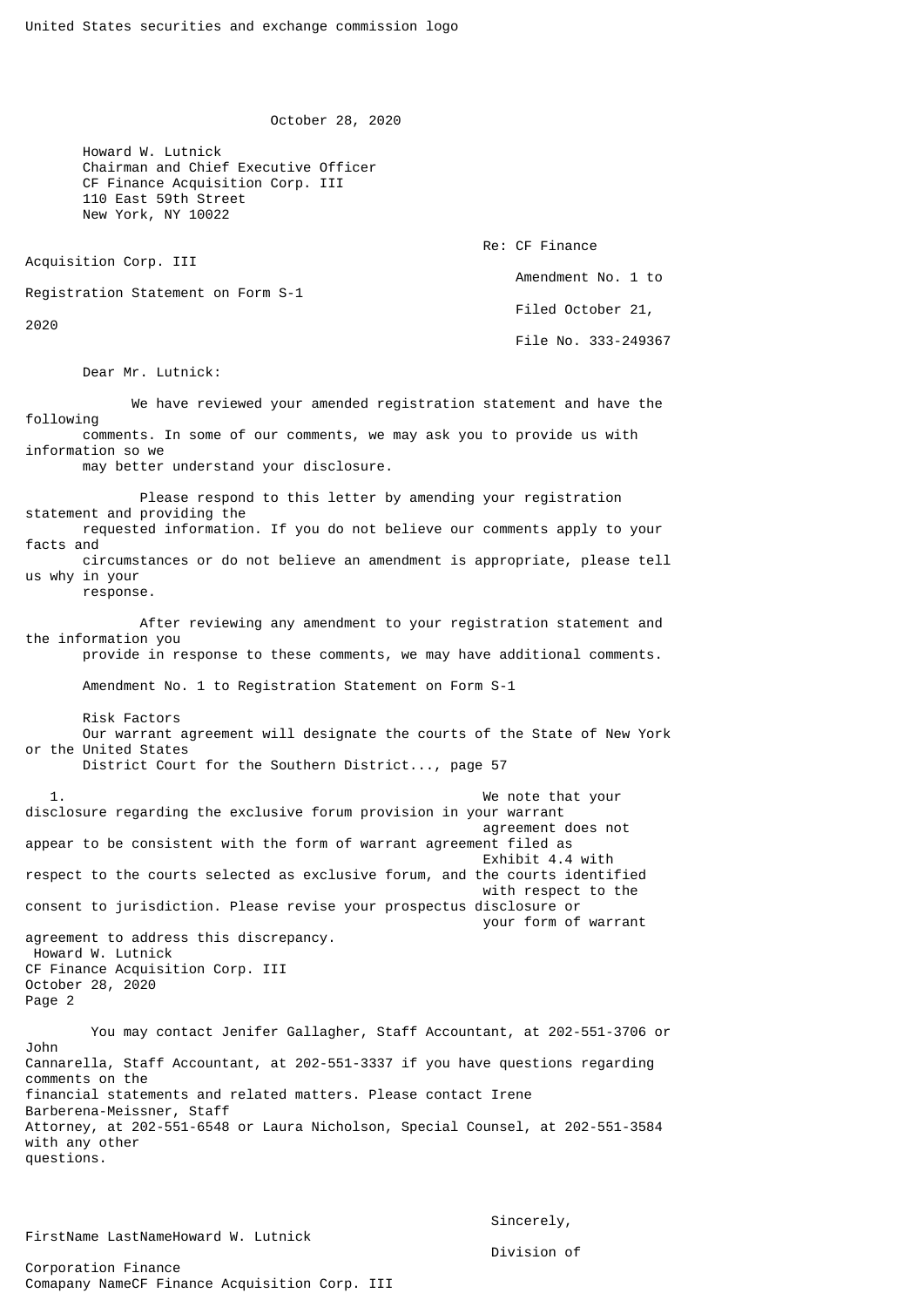United States securities and exchange commission logo

October 28, 2020

Howard W. Lutnick
Chairman and Chief Executive Officer
CF Finance Acquisition Corp. III
110 East 59th Street
New York, NY 10022

Re: CF Finance Acquisition Corp. III
Amendment No. 1 to Registration Statement on Form S-1
Filed October 21, 2020
File No. 333-249367

Dear Mr. Lutnick:

We have reviewed your amended registration statement and have the following comments. In some of our comments, we may ask you to provide us with information so we may better understand your disclosure.

Please respond to this letter by amending your registration statement and providing the requested information. If you do not believe our comments apply to your facts and circumstances or do not believe an amendment is appropriate, please tell us why in your response.

After reviewing any amendment to your registration statement and the information you provide in response to these comments, we may have additional comments.

Amendment No. 1 to Registration Statement on Form S-1

Risk Factors
Our warrant agreement will designate the courts of the State of New York or the United States District Court for the Southern District..., page 57

1. We note that your disclosure regarding the exclusive forum provision in your warrant agreement does not appear to be consistent with the form of warrant agreement filed as Exhibit 4.4 with respect to the courts selected as exclusive forum, and the courts identified with respect to the consent to jurisdiction. Please revise your prospectus disclosure or your form of warrant agreement to address this discrepancy.

Howard W. Lutnick
CF Finance Acquisition Corp. III
October 28, 2020
Page 2

You may contact Jenifer Gallagher, Staff Accountant, at 202-551-3706 or John Cannarella, Staff Accountant, at 202-551-3337 if you have questions regarding comments on the financial statements and related matters. Please contact Irene Barberena-Meissner, Staff Attorney, at 202-551-6548 or Laura Nicholson, Special Counsel, at 202-551-3584 with any other questions.

Sincerely,

FirstName LastNameHoward W. Lutnick

Division of Corporation Finance
Comapany NameCF Finance Acquisition Corp. III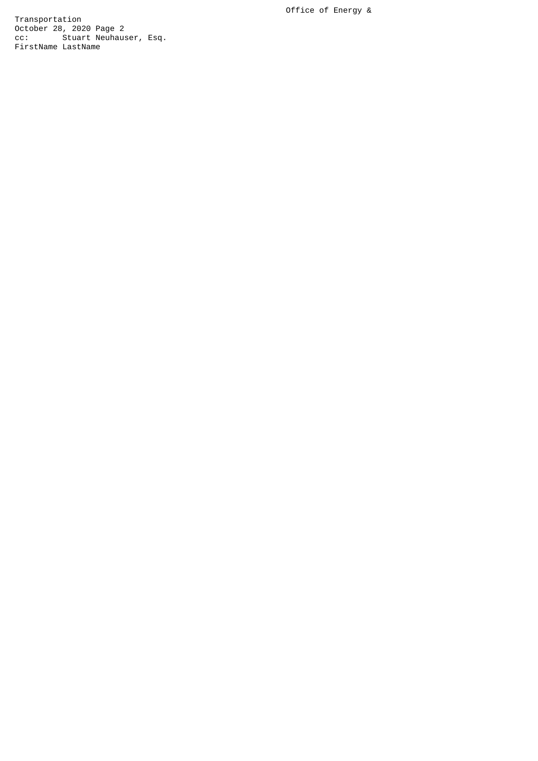cc: Stuart Neuhauser, Esq.

FirstName LastName